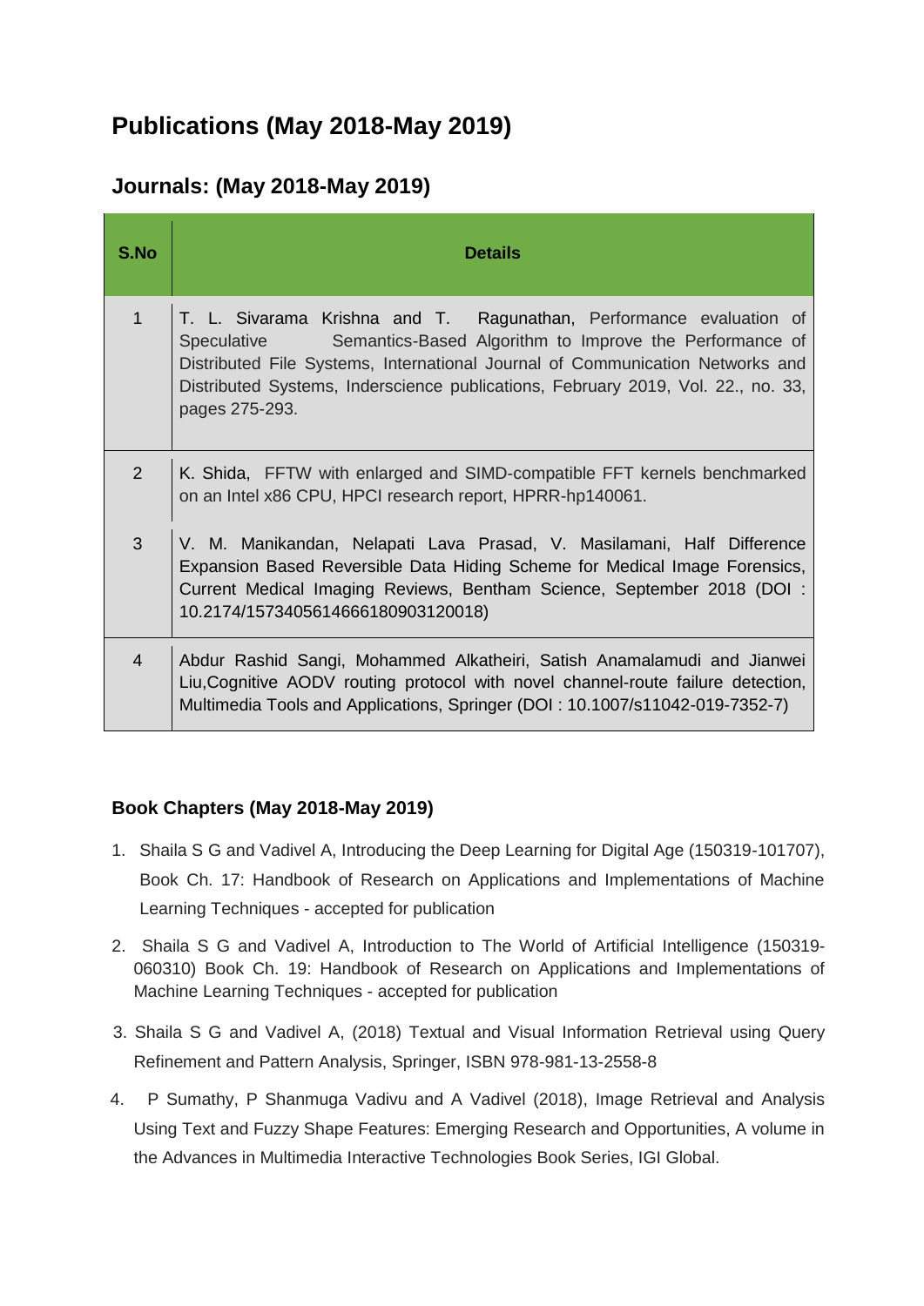# Publications (May 2018-May 2019)

## Journals: (May 2018-May 2019)

| S.No | Details |
|---|---|
| 1 | T. L. Sivarama Krishna and T. Ragunathan, Performance evaluation of Speculative Semantics-Based Algorithm to Improve the Performance of Distributed File Systems, International Journal of Communication Networks and Distributed Systems, Inderscience publications, February 2019, Vol. 22., no. 33, pages 275-293. |
| 2 | K. Shida, FFTW with enlarged and SIMD-compatible FFT kernels benchmarked on an Intel x86 CPU, HPCI research report, HPRR-hp140061. |
| 3 | V. M. Manikandan, Nelapati Lava Prasad, V. Masilamani, Half Difference Expansion Based Reversible Data Hiding Scheme for Medical Image Forensics, Current Medical Imaging Reviews, Bentham Science, September 2018 (DOI : 10.2174/1573405614666180903120018) |
| 4 | Abdur Rashid Sangi, Mohammed Alkatheiri, Satish Anamalamudi and Jianwei Liu,Cognitive AODV routing protocol with novel channel-route failure detection, Multimedia Tools and Applications, Springer (DOI : 10.1007/s11042-019-7352-7) |

### Book Chapters (May 2018-May 2019)

1. Shaila S G and Vadivel A, Introducing the Deep Learning for Digital Age (150319-101707), Book Ch. 17: Handbook of Research on Applications and Implementations of Machine Learning Techniques - accepted for publication
2. Shaila S G and Vadivel A, Introduction to The World of Artificial Intelligence (150319-060310) Book Ch. 19: Handbook of Research on Applications and Implementations of Machine Learning Techniques - accepted for publication
3. Shaila S G and Vadivel A, (2018) Textual and Visual Information Retrieval using Query Refinement and Pattern Analysis, Springer, ISBN 978-981-13-2558-8
4. P Sumathy, P Shanmuga Vadivu and A Vadivel (2018), Image Retrieval and Analysis Using Text and Fuzzy Shape Features: Emerging Research and Opportunities, A volume in the Advances in Multimedia Interactive Technologies Book Series, IGI Global.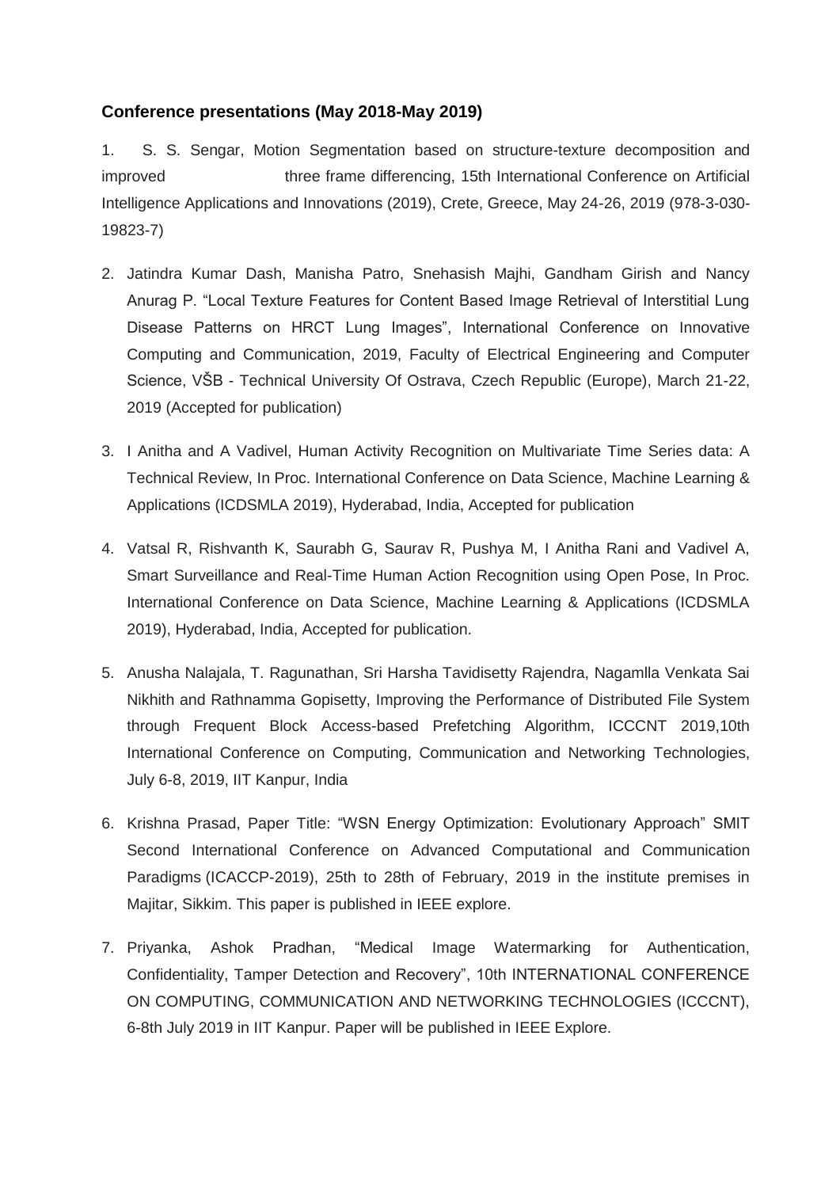**Conference presentations (May 2018-May 2019)**

1. S. S. Sengar, Motion Segmentation based on structure-texture decomposition and improved three frame differencing, 15th International Conference on Artificial Intelligence Applications and Innovations (2019), Crete, Greece, May 24-26, 2019 (978-3-030-19823-7)

2. Jatindra Kumar Dash, Manisha Patro, Snehasish Majhi, Gandham Girish and Nancy Anurag P. "Local Texture Features for Content Based Image Retrieval of Interstitial Lung Disease Patterns on HRCT Lung Images", International Conference on Innovative Computing and Communication, 2019, Faculty of Electrical Engineering and Computer Science, VŠB - Technical University Of Ostrava, Czech Republic (Europe), March 21-22, 2019 (Accepted for publication)

3. I Anitha and A Vadivel, Human Activity Recognition on Multivariate Time Series data: A Technical Review, In Proc. International Conference on Data Science, Machine Learning & Applications (ICDSMLA 2019), Hyderabad, India, Accepted for publication

4. Vatsal R, Rishvanth K, Saurabh G, Saurav R, Pushya M, I Anitha Rani and Vadivel A, Smart Surveillance and Real-Time Human Action Recognition using Open Pose, In Proc. International Conference on Data Science, Machine Learning & Applications (ICDSMLA 2019), Hyderabad, India, Accepted for publication.

5. Anusha Nalajala, T. Ragunathan, Sri Harsha Tavidisetty Rajendra, Nagamlla Venkata Sai Nikhith and Rathnamma Gopisetty, Improving the Performance of Distributed File System through Frequent Block Access-based Prefetching Algorithm, ICCCNT 2019,10th International Conference on Computing, Communication and Networking Technologies, July 6-8, 2019, IIT Kanpur, India

6. Krishna Prasad, Paper Title: "WSN Energy Optimization: Evolutionary Approach" SMIT Second International Conference on Advanced Computational and Communication Paradigms (ICACCP-2019), 25th to 28th of February, 2019 in the institute premises in Majitar, Sikkim. This paper is published in IEEE explore.

7. Priyanka, Ashok Pradhan, "Medical Image Watermarking for Authentication, Confidentiality, Tamper Detection and Recovery", 10th INTERNATIONAL CONFERENCE ON COMPUTING, COMMUNICATION AND NETWORKING TECHNOLOGIES (ICCCNT), 6-8th July 2019 in IIT Kanpur. Paper will be published in IEEE Explore.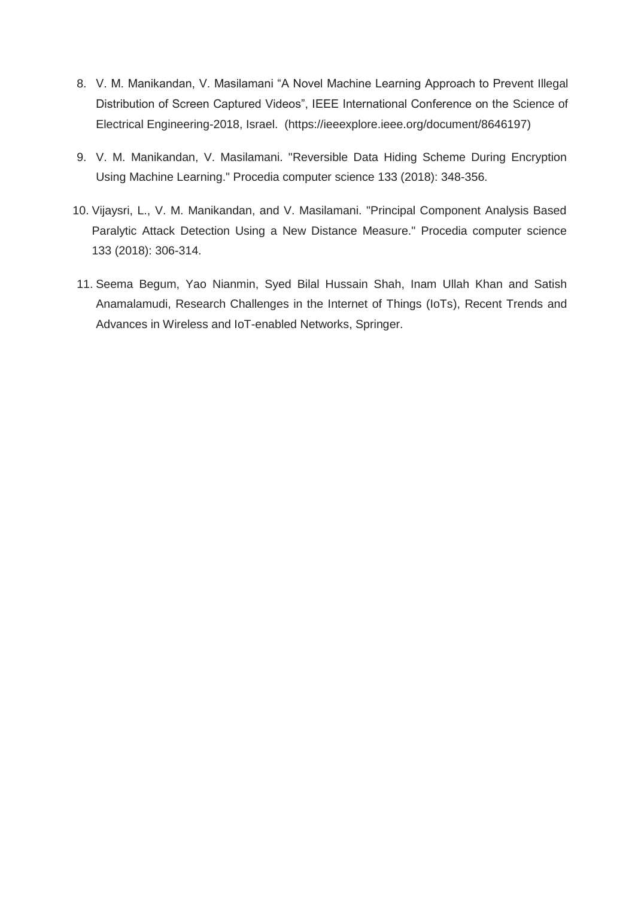8. V. M. Manikandan, V. Masilamani “A Novel Machine Learning Approach to Prevent Illegal Distribution of Screen Captured Videos”, IEEE International Conference on the Science of Electrical Engineering-2018, Israel. (https://ieeexplore.ieee.org/document/8646197)

9. V. M. Manikandan, V. Masilamani. "Reversible Data Hiding Scheme During Encryption Using Machine Learning." Procedia computer science 133 (2018): 348-356.

10. Vijaysri, L., V. M. Manikandan, and V. Masilamani. "Principal Component Analysis Based Paralytic Attack Detection Using a New Distance Measure." Procedia computer science 133 (2018): 306-314.

11. Seema Begum, Yao Nianmin, Syed Bilal Hussain Shah, Inam Ullah Khan and Satish Anamalamudi, Research Challenges in the Internet of Things (IoTs), Recent Trends and Advances in Wireless and IoT-enabled Networks, Springer.